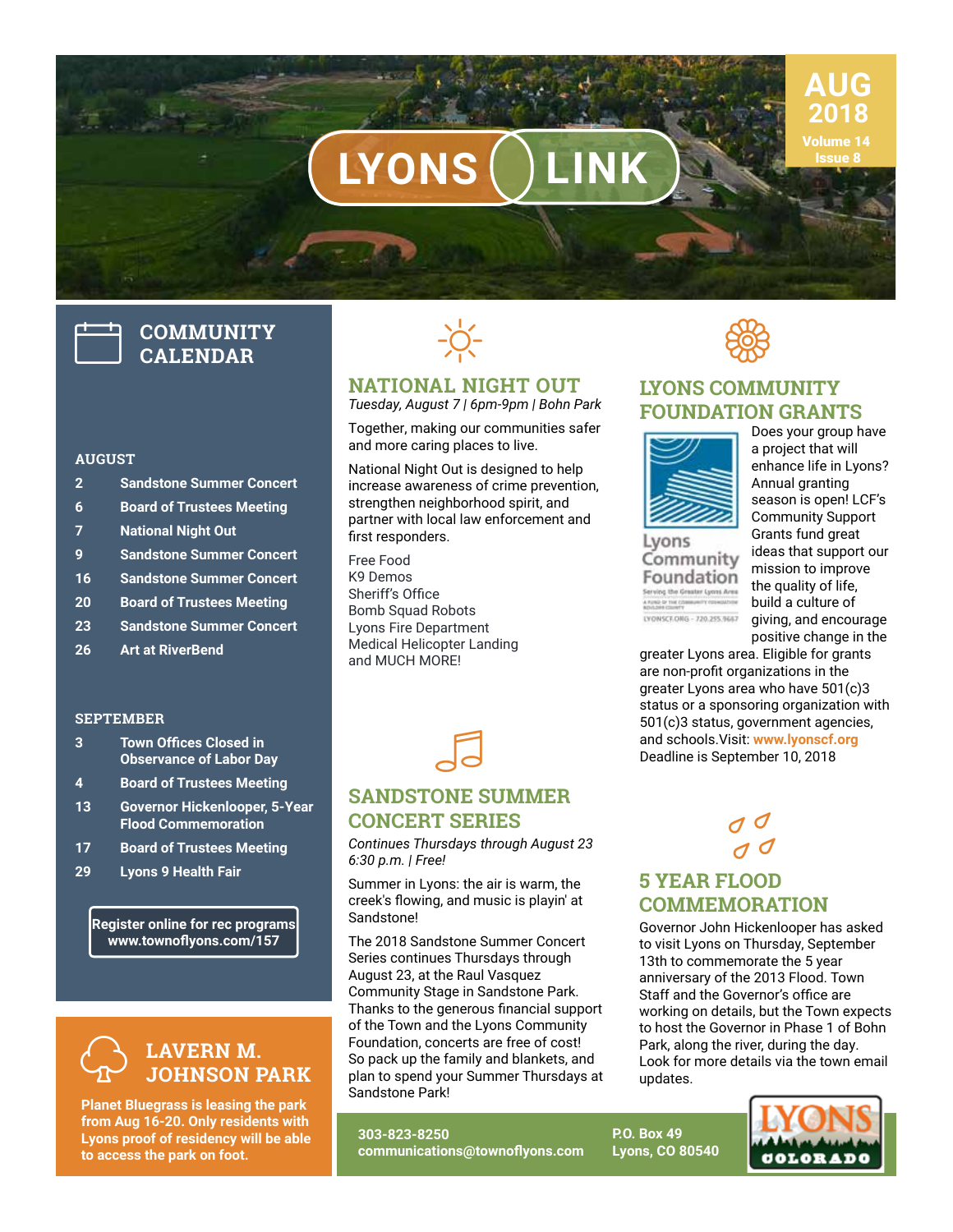# LYONS LINK

AUG 2018
Volume 14
Issue 8

## COMMUNITY CALENDAR

**AUGUST**

| | |
|---|---|
| 2 | Sandstone Summer Concert |
| 6 | Board of Trustees Meeting |
| 7 | National Night Out |
| 9 | Sandstone Summer Concert |
| 16 | Sandstone Summer Concert |
| 20 | Board of Trustees Meeting |
| 23 | Sandstone Summer Concert |
| 26 | Art at RiverBend |

**SEPTEMBER**

| | |
|---|---|
| 3 | Town Offices Closed in Observance of Labor Day |
| 4 | Board of Trustees Meeting |
| 13 | Governor Hickenlooper, 5-Year Flood Commemoration |
| 17 | Board of Trustees Meeting |
| 29 | Lyons 9 Health Fair |

**Register online for rec programs**
**www.townoflyons.com/157**

## LAVERN M. JOHNSON PARK

**Planet Bluegrass is leasing the park from Aug 16-20. Only residents with Lyons proof of residency will be able to access the park on foot.**

## NATIONAL NIGHT OUT

*Tuesday, August 7 | 6pm-9pm | Bohn Park*

Together, making our communities safer and more caring places to live.

National Night Out is designed to help increase awareness of crime prevention, strengthen neighborhood spirit, and partner with local law enforcement and first responders.

Free Food
K9 Demos
Sheriff's Office
Bomb Squad Robots
Lyons Fire Department
Medical Helicopter Landing
and MUCH MORE!

## SANDSTONE SUMMER CONCERT SERIES

*Continues Thursdays through August 23*
*6:30 p.m. | Free!*

Summer in Lyons: the air is warm, the creek's flowing, and music is playin' at Sandstone!

The 2018 Sandstone Summer Concert Series continues Thursdays through August 23, at the Raul Vasquez Community Stage in Sandstone Park. Thanks to the generous financial support of the Town and the Lyons Community Foundation, concerts are free of cost! So pack up the family and blankets, and plan to spend your Summer Thursdays at Sandstone Park!

## LYONS COMMUNITY FOUNDATION GRANTS

Lyons Community Foundation
Serving the Greater Lyons Area
A FUND OF THE COMMUNITY FOUNDATION BOULDER COUNTY
LYONSCF.ORG – 720.295.9667

Does your group have a project that will enhance life in Lyons? Annual granting season is open! LCF's Community Support Grants fund great ideas that support our mission to improve the quality of life, build a culture of giving, and encourage positive change in the greater Lyons area. Eligible for grants are non-profit organizations in the greater Lyons area who have 501(c)3 status or a sponsoring organization with 501(c)3 status, government agencies, and schools.Visit: **www.lyonscf.org** Deadline is September 10, 2018

## 5 YEAR FLOOD COMMEMORATION

Governor John Hickenlooper has asked to visit Lyons on Thursday, September 13th to commemorate the 5 year anniversary of the 2013 Flood. Town Staff and the Governor's office are working on details, but the Town expects to host the Governor in Phase 1 of Bohn Park, along the river, during the day. Look for more details via the town email updates.

**303-823-8250**
**communications@townoflyons.com**

**P.O. Box 49**
**Lyons, CO 80540**

LYONS COLORADO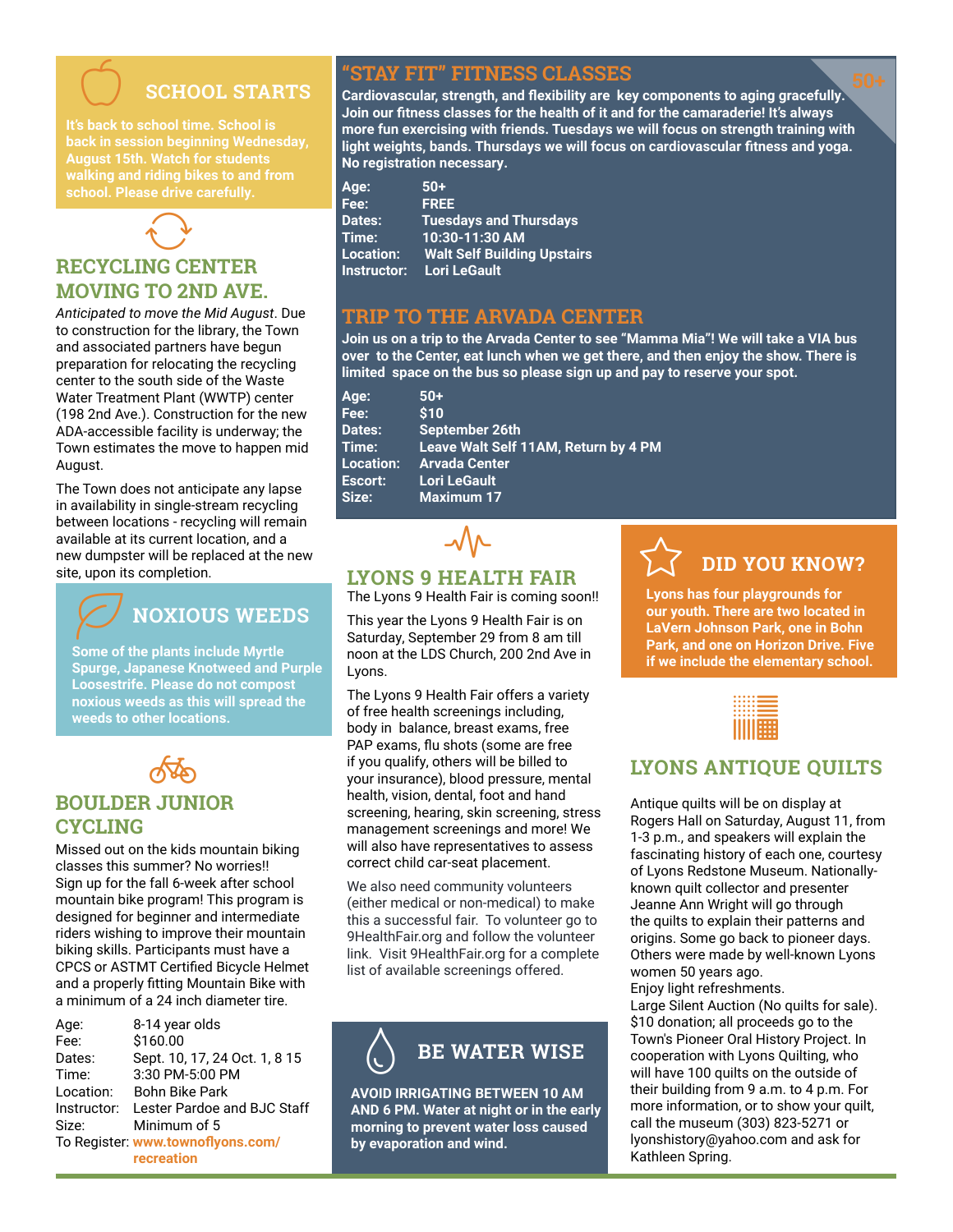## SCHOOL STARTS

**It's back to school time. School is back in session beginning Wednesday, August 15th. Watch for students walking and riding bikes to and from school. Please drive carefully.**

## RECYCLING CENTER MOVING TO 2ND AVE.

*Anticipated to move the Mid August*. Due to construction for the library, the Town and associated partners have begun preparation for relocating the recycling center to the south side of the Waste Water Treatment Plant (WWTP) center (198 2nd Ave.). Construction for the new ADA-accessible facility is underway; the Town estimates the move to happen mid August.

The Town does not anticipate any lapse in availability in single-stream recycling between locations - recycling will remain available at its current location, and a new dumpster will be replaced at the new site, upon its completion.

## NOXIOUS WEEDS

**Some of the plants include Myrtle Spurge, Japanese Knotweed and Purple Loosestrife. Please do not compost noxious weeds as this will spread the weeds to other locations.**

## BOULDER JUNIOR CYCLING

Missed out on the kids mountain biking classes this summer? No worries!! Sign up for the fall 6-week after school mountain bike program! This program is designed for beginner and intermediate riders wishing to improve their mountain biking skills. Participants must have a CPCS or ASTMT Certified Bicycle Helmet and a properly fitting Mountain Bike with a minimum of a 24 inch diameter tire.

| | |
|---|---|
| Age: | 8-14 year olds |
| Fee: | $160.00 |
| Dates: | Sept. 10, 17, 24 Oct. 1, 8 15 |
| Time: | 3:30 PM-5:00 PM |
| Location: | Bohn Bike Park |
| Instructor: | Lester Pardoe and BJC Staff |
| Size: | Minimum of 5 |
| To Register: | www.townoflyons.com/recreation |

## "STAY FIT" FITNESS CLASSES

50+

**Cardiovascular, strength, and flexibility are key components to aging gracefully. Join our fitness classes for the health of it and for the camaraderie! It's always more fun exercising with friends. Tuesdays we will focus on strength training with light weights, bands. Thursdays we will focus on cardiovascular fitness and yoga. No registration necessary.**

| | |
|---|---|
| **Age:** | **50+** |
| **Fee:** | **FREE** |
| **Dates:** | **Tuesdays and Thursdays** |
| **Time:** | **10:30-11:30 AM** |
| **Location:** | **Walt Self Building Upstairs** |
| **Instructor:** | **Lori LeGault** |

## TRIP TO THE ARVADA CENTER

**Join us on a trip to the Arvada Center to see "Mamma Mia"! We will take a VIA bus over to the Center, eat lunch when we get there, and then enjoy the show. There is limited space on the bus so please sign up and pay to reserve your spot.**

| | |
|---|---|
| **Age:** | **50+** |
| **Fee:** | **$10** |
| **Dates:** | **September 26th** |
| **Time:** | **Leave Walt Self 11AM, Return by 4 PM** |
| **Location:** | **Arvada Center** |
| **Escort:** | **Lori LeGault** |
| **Size:** | **Maximum 17** |

## LYONS 9 HEALTH FAIR

The Lyons 9 Health Fair is coming soon!!

This year the Lyons 9 Health Fair is on Saturday, September 29 from 8 am till noon at the LDS Church, 200 2nd Ave in Lyons.

The Lyons 9 Health Fair offers a variety of free health screenings including, body in balance, breast exams, free PAP exams, flu shots (some are free if you qualify, others will be billed to your insurance), blood pressure, mental health, vision, dental, foot and hand screening, hearing, skin screening, stress management screenings and more! We will also have representatives to assess correct child car-seat placement.

We also need community volunteers (either medical or non-medical) to make this a successful fair. To volunteer go to 9HealthFair.org and follow the volunteer link. Visit 9HealthFair.org for a complete list of available screenings offered.

## BE WATER WISE

**AVOID IRRIGATING BETWEEN 10 AM AND 6 PM. Water at night or in the early morning to prevent water loss caused by evaporation and wind.**

## DID YOU KNOW?

**Lyons has four playgrounds for our youth. There are two located in LaVern Johnson Park, one in Bohn Park, and one on Horizon Drive. Five if we include the elementary school.**

## LYONS ANTIQUE QUILTS

Antique quilts will be on display at Rogers Hall on Saturday, August 11, from 1-3 p.m., and speakers will explain the fascinating history of each one, courtesy of Lyons Redstone Museum. Nationally-known quilt collector and presenter Jeanne Ann Wright will go through the quilts to explain their patterns and origins. Some go back to pioneer days. Others were made by well-known Lyons women 50 years ago.
Enjoy light refreshments.
Large Silent Auction (No quilts for sale).
$10 donation; all proceeds go to the Town's Pioneer Oral History Project. In cooperation with Lyons Quilting, who will have 100 quilts on the outside of their building from 9 a.m. to 4 p.m. For more information, or to show your quilt, call the museum (303) 823-5271 or lyonshistory@yahoo.com and ask for Kathleen Spring.